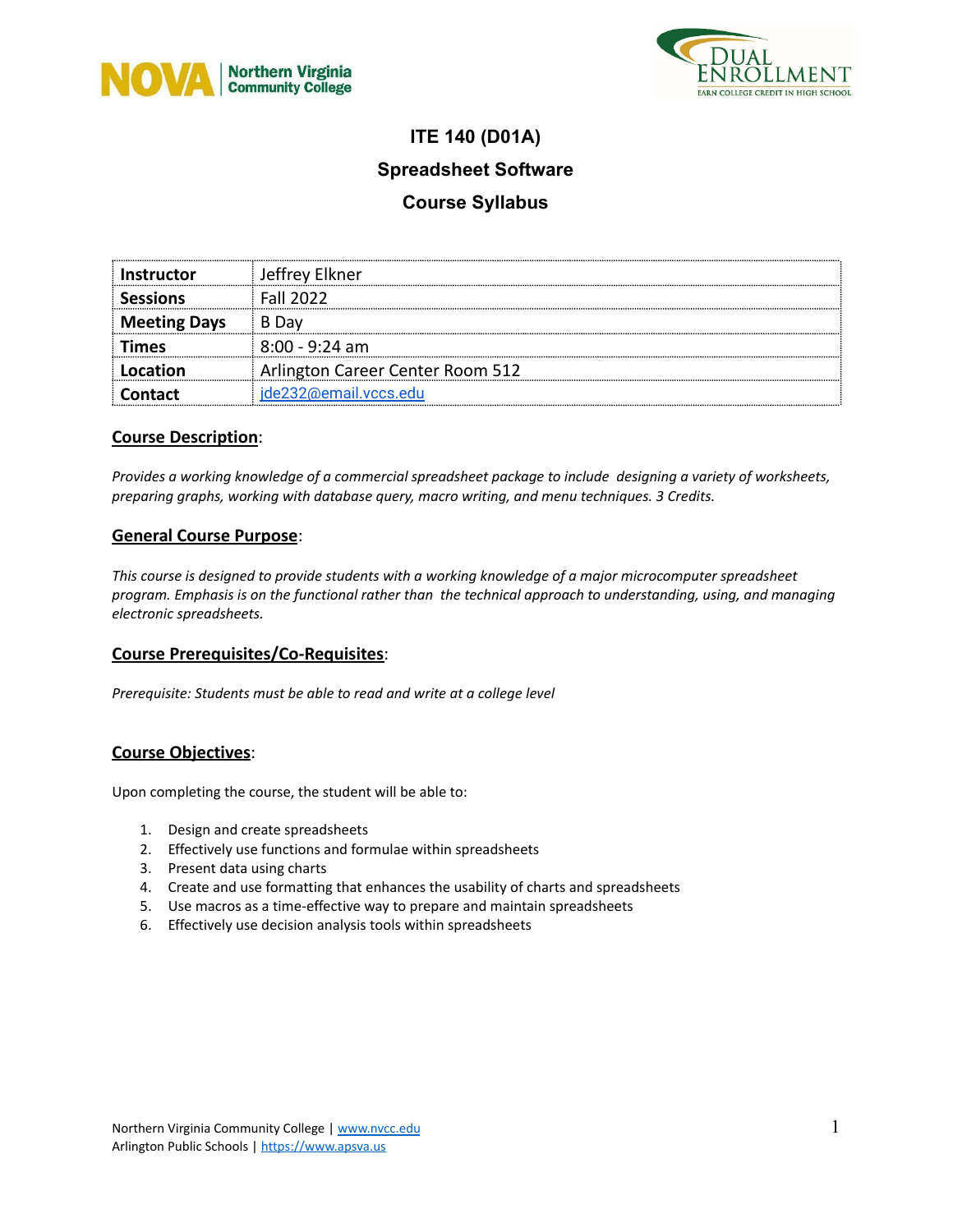# ITE 140 (D01A)

## Spreadsheet Software

## Course Syllabus

| | |
|---|---|
| **Instructor** | Jeffrey Elkner |
| **Sessions** | Fall 2022 |
| **Meeting Days** | B Day |
| **Times** | 8:00 - 9:24 am |
| **Location** | Arlington Career Center Room 512 |
| **Contact** | jde232@email.vccs.edu |

### Course Description:

*Provides a working knowledge of a commercial spreadsheet package to include designing a variety of worksheets, preparing graphs, working with database query, macro writing, and menu techniques. 3 Credits.*

### General Course Purpose:

*This course is designed to provide students with a working knowledge of a major microcomputer spreadsheet program. Emphasis is on the functional rather than the technical approach to understanding, using, and managing electronic spreadsheets.*

### Course Prerequisites/Co-Requisites:

*Prerequisite: Students must be able to read and write at a college level*

### Course Objectives:

Upon completing the course, the student will be able to:

1. Design and create spreadsheets
2. Effectively use functions and formulae within spreadsheets
3. Present data using charts
4. Create and use formatting that enhances the usability of charts and spreadsheets
5. Use macros as a time-effective way to prepare and maintain spreadsheets
6. Effectively use decision analysis tools within spreadsheets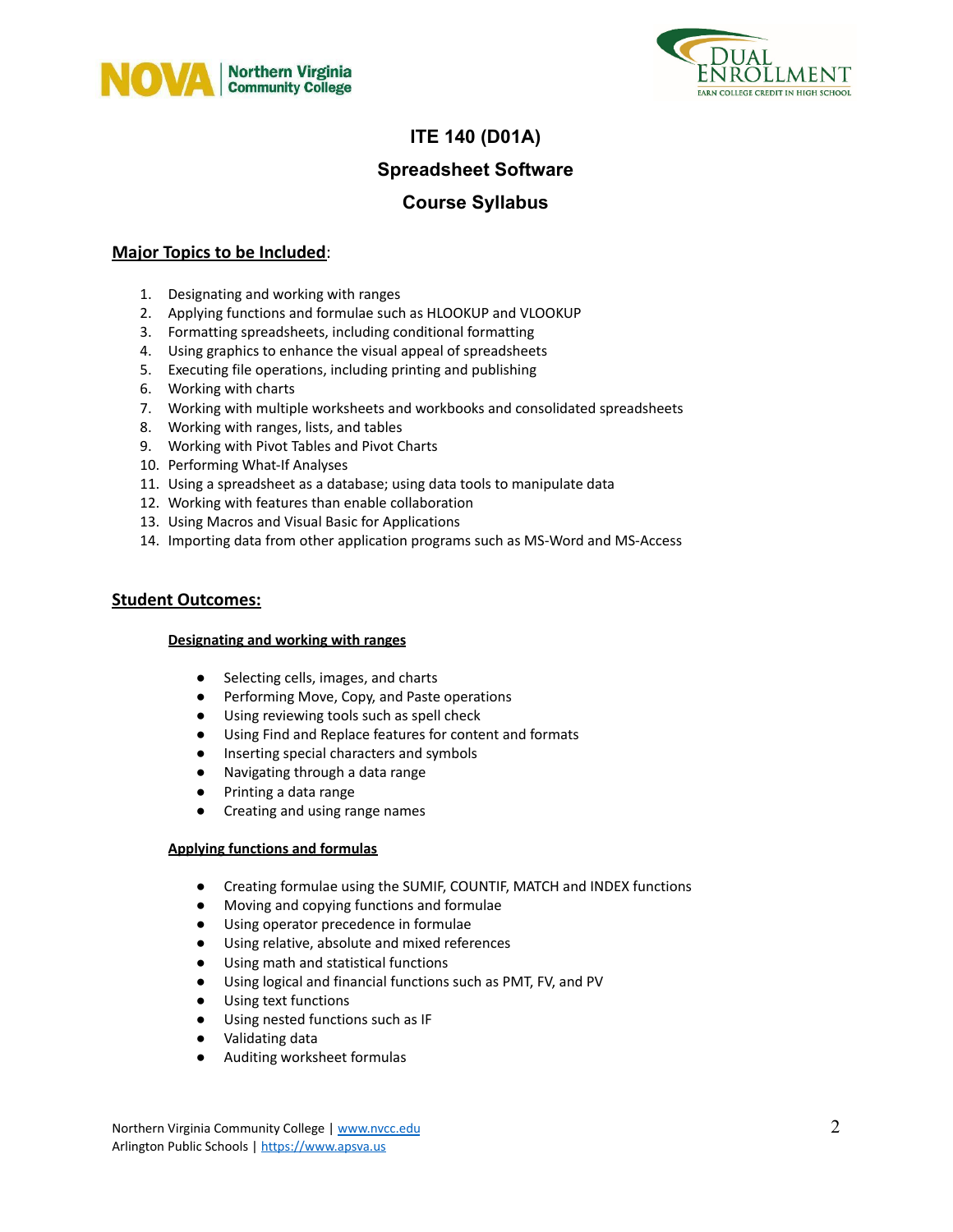# ITE 140 (D01A)

## Spreadsheet Software

## Course Syllabus

### Major Topics to be Included:

1. Designating and working with ranges
2. Applying functions and formulae such as HLOOKUP and VLOOKUP
3. Formatting spreadsheets, including conditional formatting
4. Using graphics to enhance the visual appeal of spreadsheets
5. Executing file operations, including printing and publishing
6. Working with charts
7. Working with multiple worksheets and workbooks and consolidated spreadsheets
8. Working with ranges, lists, and tables
9. Working with Pivot Tables and Pivot Charts
10. Performing What-If Analyses
11. Using a spreadsheet as a database; using data tools to manipulate data
12. Working with features than enable collaboration
13. Using Macros and Visual Basic for Applications
14. Importing data from other application programs such as MS-Word and MS-Access

### Student Outcomes:

#### Designating and working with ranges

- Selecting cells, images, and charts
- Performing Move, Copy, and Paste operations
- Using reviewing tools such as spell check
- Using Find and Replace features for content and formats
- Inserting special characters and symbols
- Navigating through a data range
- Printing a data range
- Creating and using range names

#### Applying functions and formulas

- Creating formulae using the SUMIF, COUNTIF, MATCH and INDEX functions
- Moving and copying functions and formulae
- Using operator precedence in formulae
- Using relative, absolute and mixed references
- Using math and statistical functions
- Using logical and financial functions such as PMT, FV, and PV
- Using text functions
- Using nested functions such as IF
- Validating data
- Auditing worksheet formulas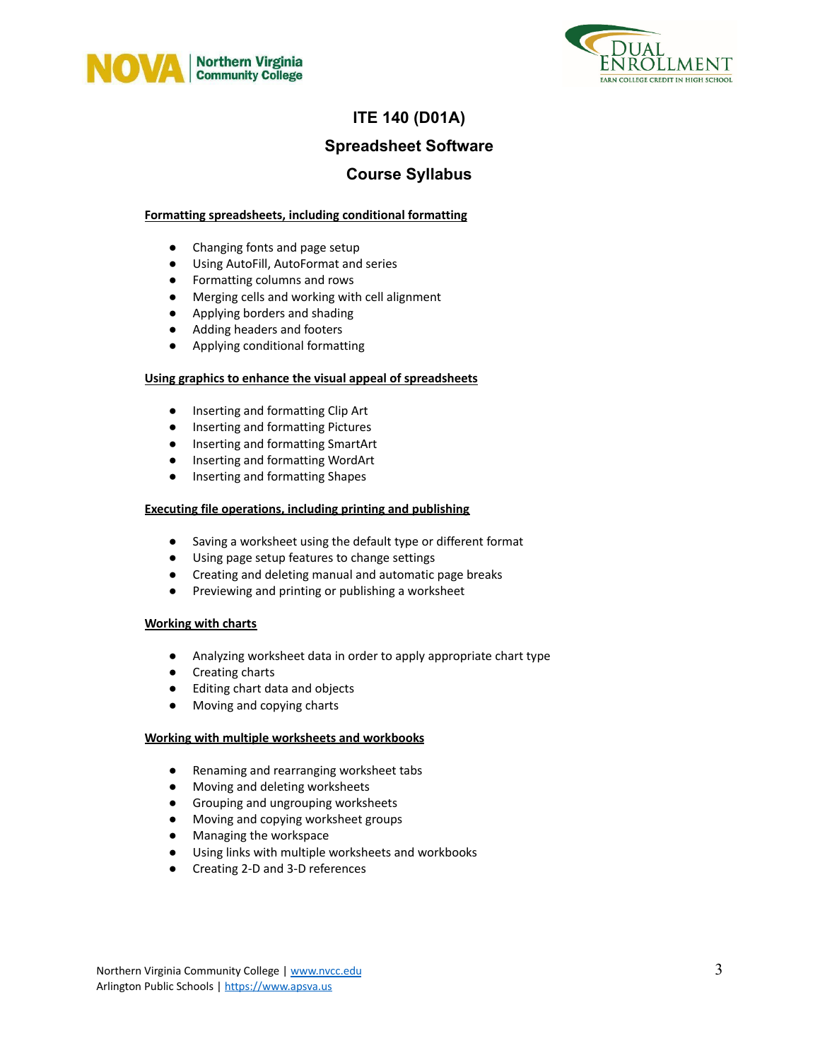# ITE 140 (D01A)

## Spreadsheet Software

## Course Syllabus

**Formatting spreadsheets, including conditional formatting**

- Changing fonts and page setup
- Using AutoFill, AutoFormat and series
- Formatting columns and rows
- Merging cells and working with cell alignment
- Applying borders and shading
- Adding headers and footers
- Applying conditional formatting

**Using graphics to enhance the visual appeal of spreadsheets**

- Inserting and formatting Clip Art
- Inserting and formatting Pictures
- Inserting and formatting SmartArt
- Inserting and formatting WordArt
- Inserting and formatting Shapes

**Executing file operations, including printing and publishing**

- Saving a worksheet using the default type or different format
- Using page setup features to change settings
- Creating and deleting manual and automatic page breaks
- Previewing and printing or publishing a worksheet

**Working with charts**

- Analyzing worksheet data in order to apply appropriate chart type
- Creating charts
- Editing chart data and objects
- Moving and copying charts

**Working with multiple worksheets and workbooks**

- Renaming and rearranging worksheet tabs
- Moving and deleting worksheets
- Grouping and ungrouping worksheets
- Moving and copying worksheet groups
- Managing the workspace
- Using links with multiple worksheets and workbooks
- Creating 2-D and 3-D references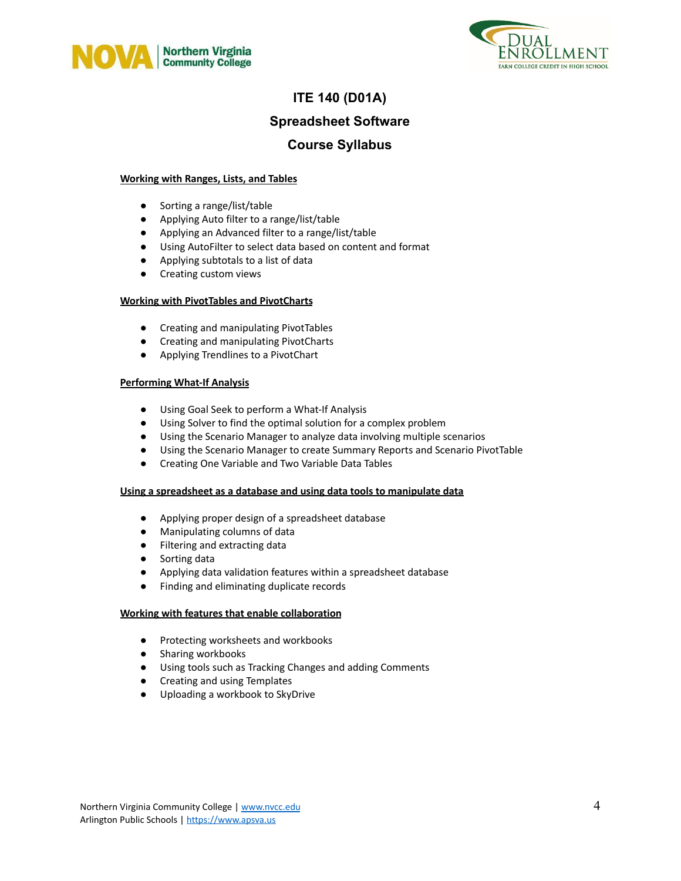# ITE 140 (D01A)

## Spreadsheet Software

## Course Syllabus

**Working with Ranges, Lists, and Tables**

- Sorting a range/list/table
- Applying Auto filter to a range/list/table
- Applying an Advanced filter to a range/list/table
- Using AutoFilter to select data based on content and format
- Applying subtotals to a list of data
- Creating custom views

**Working with PivotTables and PivotCharts**

- Creating and manipulating PivotTables
- Creating and manipulating PivotCharts
- Applying Trendlines to a PivotChart

**Performing What-If Analysis**

- Using Goal Seek to perform a What-If Analysis
- Using Solver to find the optimal solution for a complex problem
- Using the Scenario Manager to analyze data involving multiple scenarios
- Using the Scenario Manager to create Summary Reports and Scenario PivotTable
- Creating One Variable and Two Variable Data Tables

**Using a spreadsheet as a database and using data tools to manipulate data**

- Applying proper design of a spreadsheet database
- Manipulating columns of data
- Filtering and extracting data
- Sorting data
- Applying data validation features within a spreadsheet database
- Finding and eliminating duplicate records

**Working with features that enable collaboration**

- Protecting worksheets and workbooks
- Sharing workbooks
- Using tools such as Tracking Changes and adding Comments
- Creating and using Templates
- Uploading a workbook to SkyDrive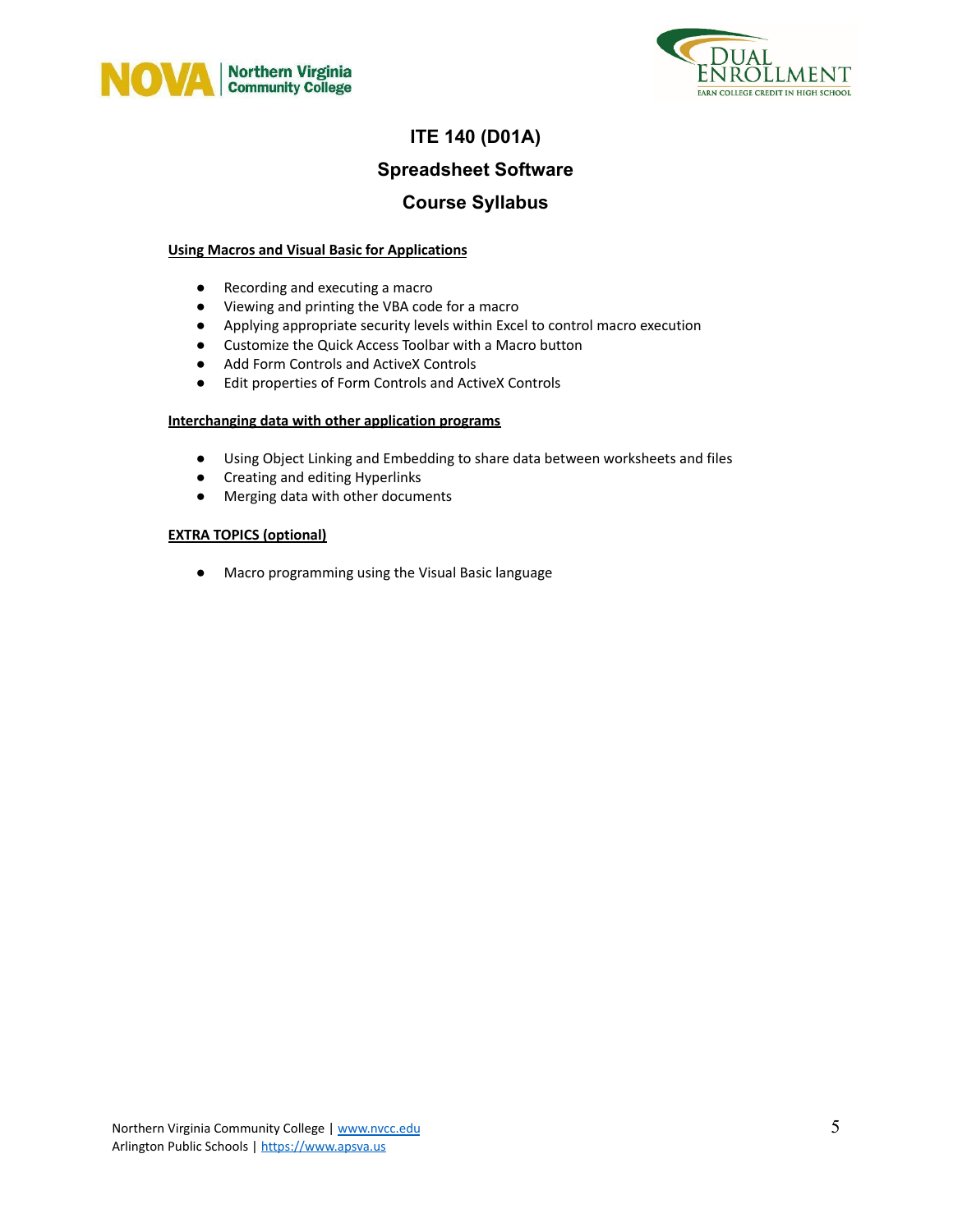# ITE 140 (D01A)

## Spreadsheet Software

## Course Syllabus

**Using Macros and Visual Basic for Applications**

- Recording and executing a macro
- Viewing and printing the VBA code for a macro
- Applying appropriate security levels within Excel to control macro execution
- Customize the Quick Access Toolbar with a Macro button
- Add Form Controls and ActiveX Controls
- Edit properties of Form Controls and ActiveX Controls

**Interchanging data with other application programs**

- Using Object Linking and Embedding to share data between worksheets and files
- Creating and editing Hyperlinks
- Merging data with other documents

**EXTRA TOPICS (optional)**

- Macro programming using the Visual Basic language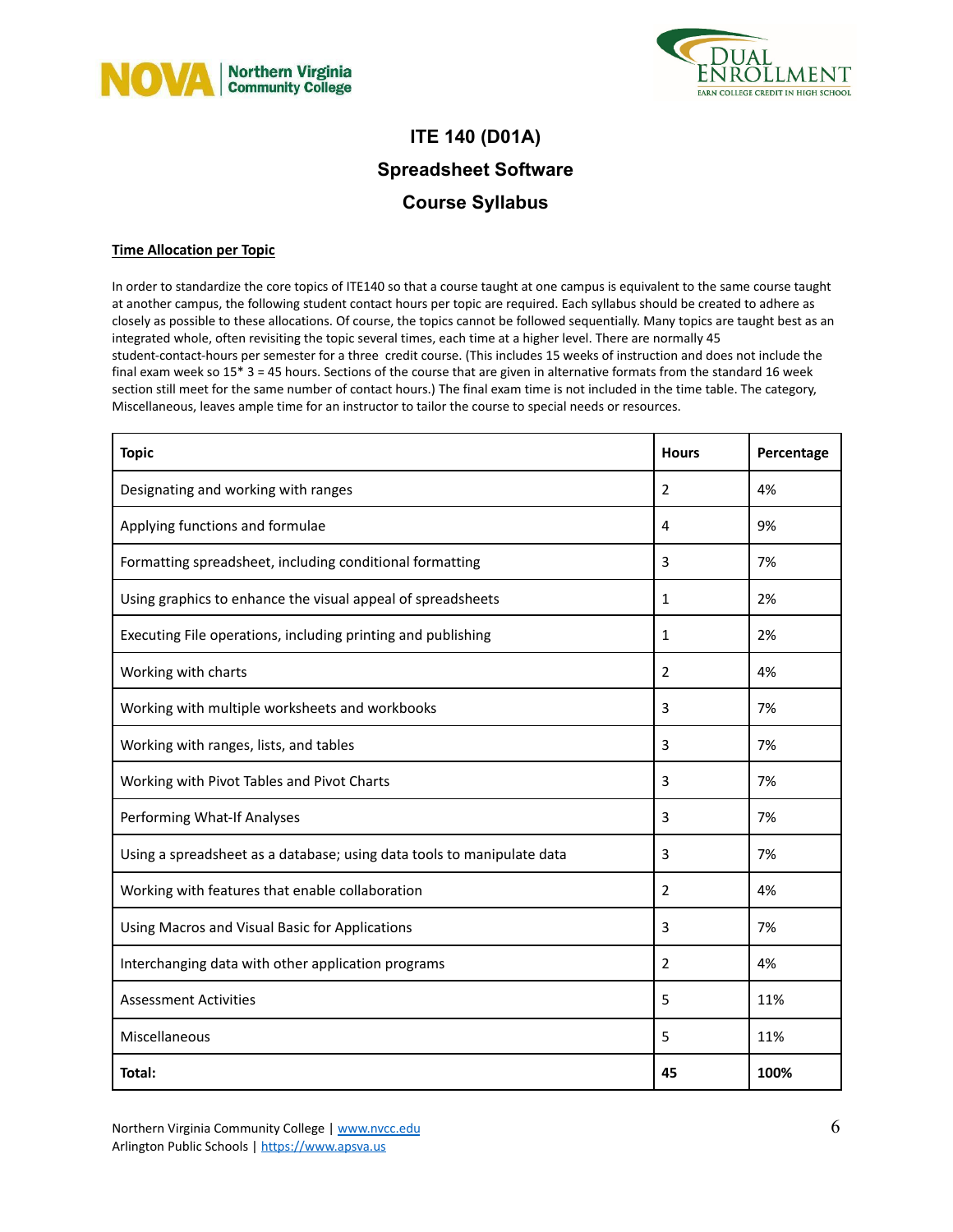# ITE 140 (D01A)

# Spreadsheet Software

# Course Syllabus

**Time Allocation per Topic**

In order to standardize the core topics of ITE140 so that a course taught at one campus is equivalent to the same course taught at another campus, the following student contact hours per topic are required. Each syllabus should be created to adhere as closely as possible to these allocations. Of course, the topics cannot be followed sequentially. Many topics are taught best as an integrated whole, often revisiting the topic several times, each time at a higher level. There are normally 45 student-contact-hours per semester for a three credit course. (This includes 15 weeks of instruction and does not include the final exam week so 15* 3 = 45 hours. Sections of the course that are given in alternative formats from the standard 16 week section still meet for the same number of contact hours.) The final exam time is not included in the time table. The category, Miscellaneous, leaves ample time for an instructor to tailor the course to special needs or resources.

| Topic | Hours | Percentage |
|---|---|---|
| Designating and working with ranges | 2 | 4% |
| Applying functions and formulae | 4 | 9% |
| Formatting spreadsheet, including conditional formatting | 3 | 7% |
| Using graphics to enhance the visual appeal of spreadsheets | 1 | 2% |
| Executing File operations, including printing and publishing | 1 | 2% |
| Working with charts | 2 | 4% |
| Working with multiple worksheets and workbooks | 3 | 7% |
| Working with ranges, lists, and tables | 3 | 7% |
| Working with Pivot Tables and Pivot Charts | 3 | 7% |
| Performing What-If Analyses | 3 | 7% |
| Using a spreadsheet as a database; using data tools to manipulate data | 3 | 7% |
| Working with features that enable collaboration | 2 | 4% |
| Using Macros and Visual Basic for Applications | 3 | 7% |
| Interchanging data with other application programs | 2 | 4% |
| Assessment Activities | 5 | 11% |
| Miscellaneous | 5 | 11% |
| **Total:** | **45** | **100%** |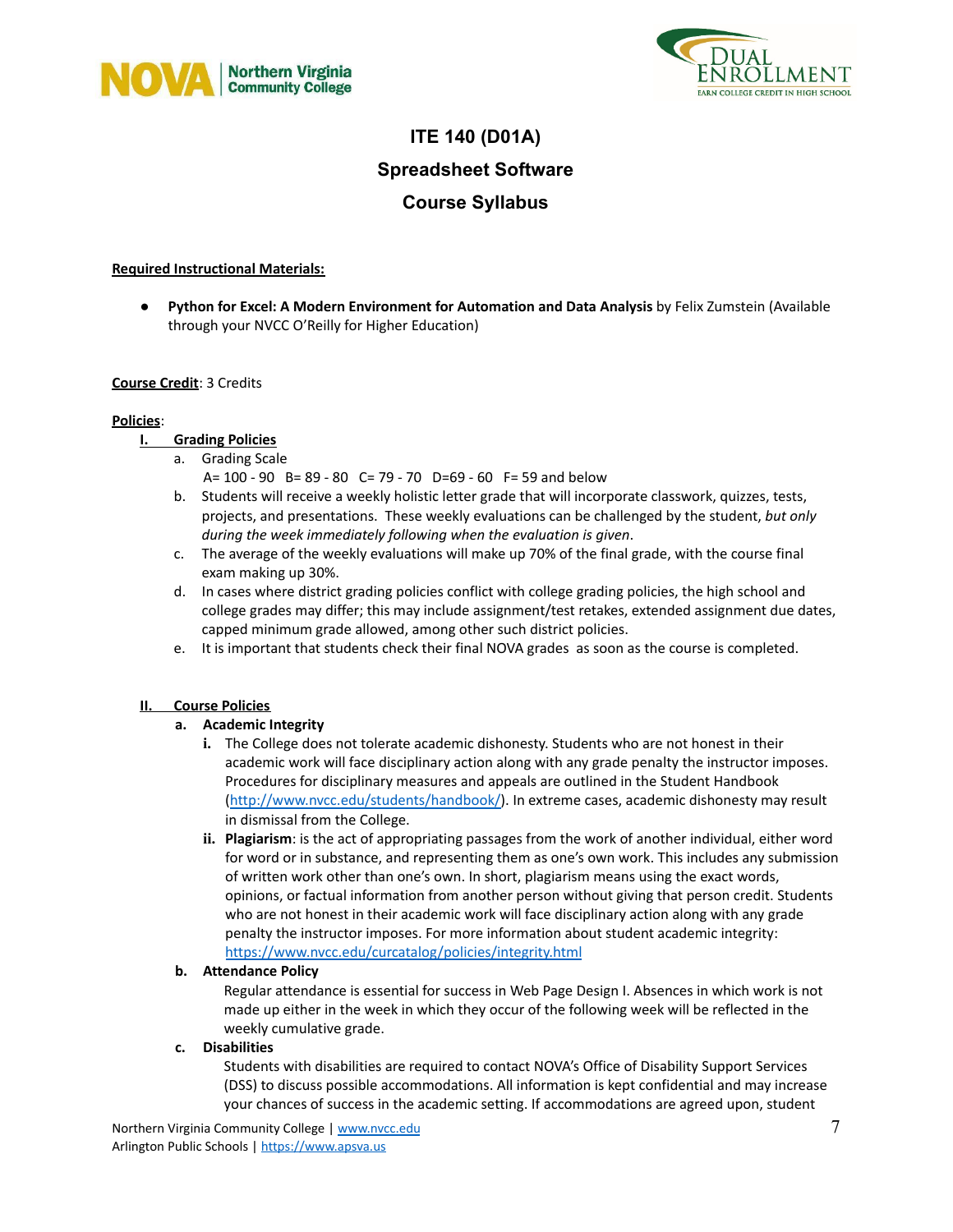# ITE 140 (D01A)

## Spreadsheet Software

## Course Syllabus

**Required Instructional Materials:**

- **Python for Excel: A Modern Environment for Automation and Data Analysis** by Felix Zumstein (Available through your NVCC O'Reilly for Higher Education)

**Course Credit**: 3 Credits

**Policies**:

I. **Grading Policies**

a. Grading Scale

A= 100 - 90   B= 89 - 80   C= 79 - 70   D=69 - 60   F= 59 and below

b. Students will receive a weekly holistic letter grade that will incorporate classwork, quizzes, tests, projects, and presentations. These weekly evaluations can be challenged by the student, *but only during the week immediately following when the evaluation is given*.

c. The average of the weekly evaluations will make up 70% of the final grade, with the course final exam making up 30%.

d. In cases where district grading policies conflict with college grading policies, the high school and college grades may differ; this may include assignment/test retakes, extended assignment due dates, capped minimum grade allowed, among other such district policies.

e. It is important that students check their final NOVA grades as soon as the course is completed.

II. **Course Policies**

a. **Academic Integrity**

i. The College does not tolerate academic dishonesty. Students who are not honest in their academic work will face disciplinary action along with any grade penalty the instructor imposes. Procedures for disciplinary measures and appeals are outlined in the Student Handbook (http://www.nvcc.edu/students/handbook/). In extreme cases, academic dishonesty may result in dismissal from the College.

ii. **Plagiarism**: is the act of appropriating passages from the work of another individual, either word for word or in substance, and representing them as one's own work. This includes any submission of written work other than one's own. In short, plagiarism means using the exact words, opinions, or factual information from another person without giving that person credit. Students who are not honest in their academic work will face disciplinary action along with any grade penalty the instructor imposes. For more information about student academic integrity: https://www.nvcc.edu/curcatalog/policies/integrity.html

b. **Attendance Policy**

Regular attendance is essential for success in Web Page Design I. Absences in which work is not made up either in the week in which they occur of the following week will be reflected in the weekly cumulative grade.

c. **Disabilities**

Students with disabilities are required to contact NOVA's Office of Disability Support Services (DSS) to discuss possible accommodations. All information is kept confidential and may increase your chances of success in the academic setting. If accommodations are agreed upon, student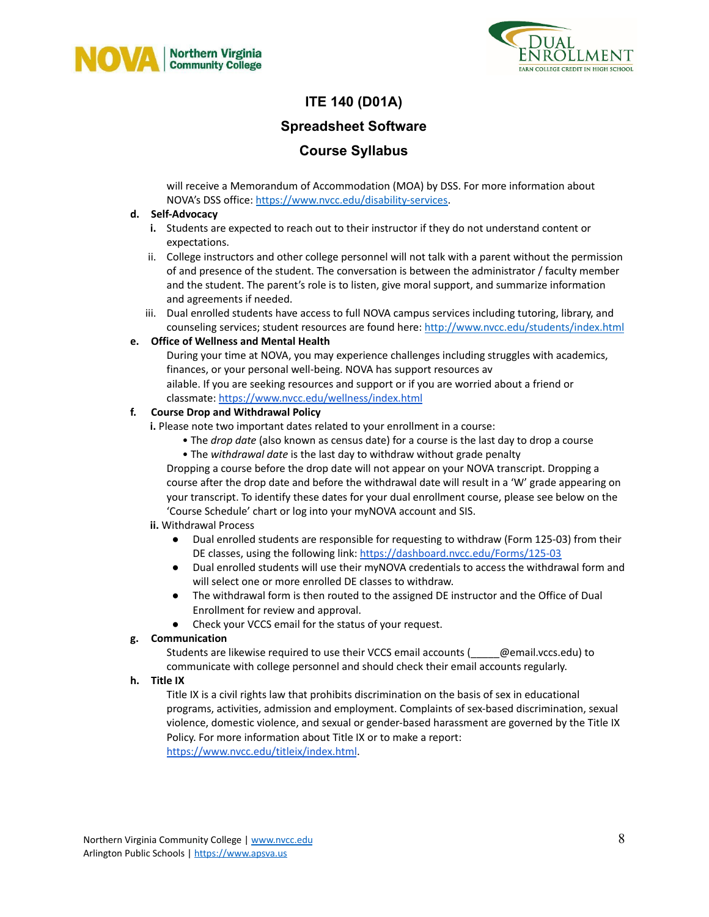will receive a Memorandum of Accommodation (MOA) by DSS. For more information about NOVA's DSS office: https://www.nvcc.edu/disability-services.

**d. Self-Advocacy**

i. Students are expected to reach out to their instructor if they do not understand content or expectations.

ii. College instructors and other college personnel will not talk with a parent without the permission of and presence of the student. The conversation is between the administrator / faculty member and the student. The parent's role is to listen, give moral support, and summarize information and agreements if needed.

iii. Dual enrolled students have access to full NOVA campus services including tutoring, library, and counseling services; student resources are found here: http://www.nvcc.edu/students/index.html

**e. Office of Wellness and Mental Health**

During your time at NOVA, you may experience challenges including struggles with academics, finances, or your personal well-being. NOVA has support resources av ailable. If you are seeking resources and support or if you are worried about a friend or classmate: https://www.nvcc.edu/wellness/index.html

**f. Course Drop and Withdrawal Policy**

**i.** Please note two important dates related to your enrollment in a course:

- The *drop date* (also known as census date) for a course is the last day to drop a course
- The *withdrawal date* is the last day to withdraw without grade penalty

Dropping a course before the drop date will not appear on your NOVA transcript. Dropping a course after the drop date and before the withdrawal date will result in a 'W' grade appearing on your transcript. To identify these dates for your dual enrollment course, please see below on the 'Course Schedule' chart or log into your myNOVA account and SIS.

**ii.** Withdrawal Process

- Dual enrolled students are responsible for requesting to withdraw (Form 125-03) from their DE classes, using the following link: https://dashboard.nvcc.edu/Forms/125-03
- Dual enrolled students will use their myNOVA credentials to access the withdrawal form and will select one or more enrolled DE classes to withdraw.
- The withdrawal form is then routed to the assigned DE instructor and the Office of Dual Enrollment for review and approval.
- Check your VCCS email for the status of your request.

**g. Communication**

Students are likewise required to use their VCCS email accounts (_____@email.vccs.edu) to communicate with college personnel and should check their email accounts regularly.

**h. Title IX**

Title IX is a civil rights law that prohibits discrimination on the basis of sex in educational programs, activities, admission and employment. Complaints of sex-based discrimination, sexual violence, domestic violence, and sexual or gender-based harassment are governed by the Title IX Policy. For more information about Title IX or to make a report: https://www.nvcc.edu/titleix/index.html.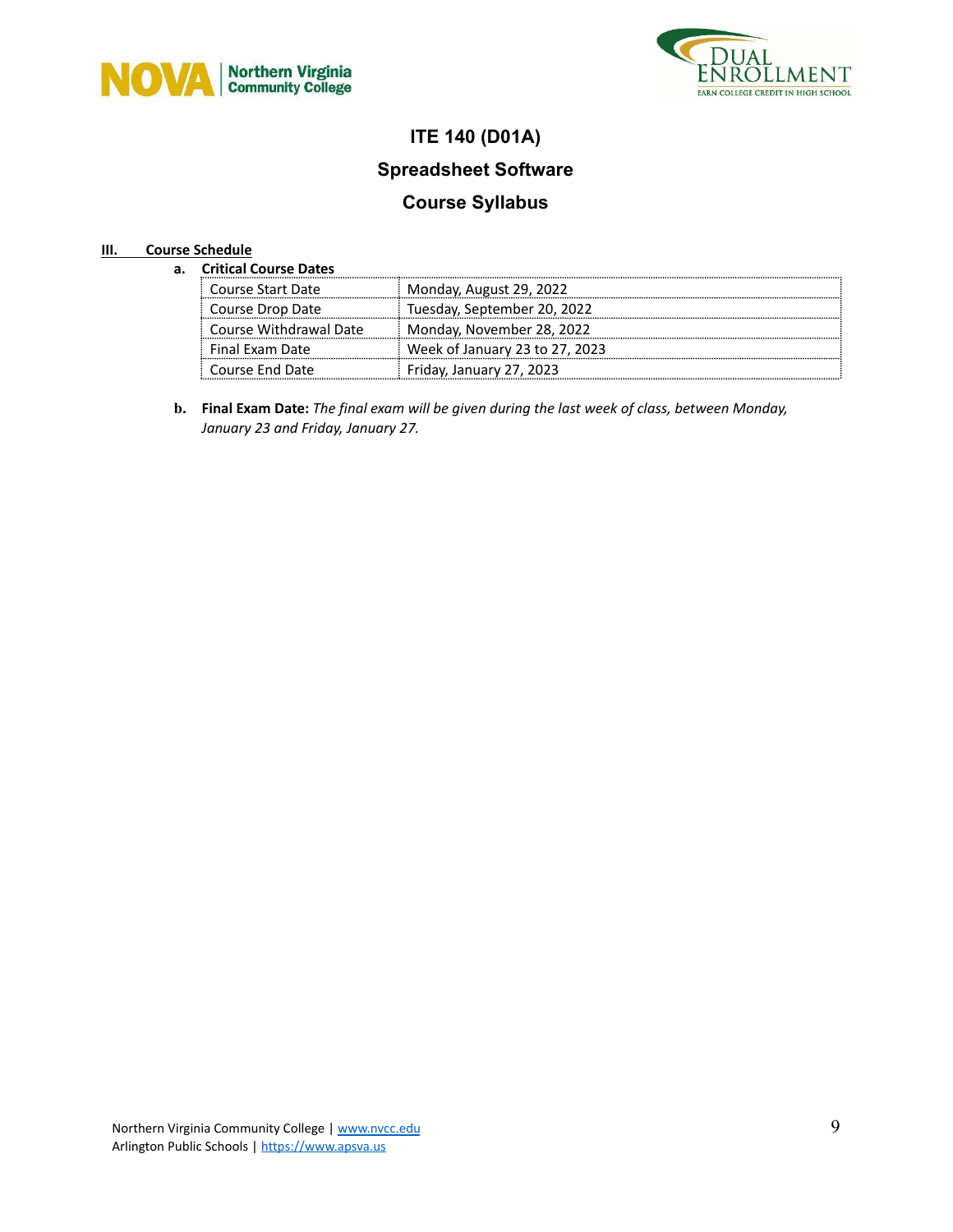# ITE 140 (D01A)

## Spreadsheet Software

## Course Syllabus

### III. Course Schedule

**a. Critical Course Dates**

| | |
|---|---|
| Course Start Date | Monday, August 29, 2022 |
| Course Drop Date | Tuesday, September 20, 2022 |
| Course Withdrawal Date | Monday, November 28, 2022 |
| Final Exam Date | Week of January 23 to 27, 2023 |
| Course End Date | Friday, January 27, 2023 |

**b. Final Exam Date:** *The final exam will be given during the last week of class, between Monday, January 23 and Friday, January 27.*

Northern Virginia Community College | www.nvcc.edu
Arlington Public Schools | https://www.apsva.us